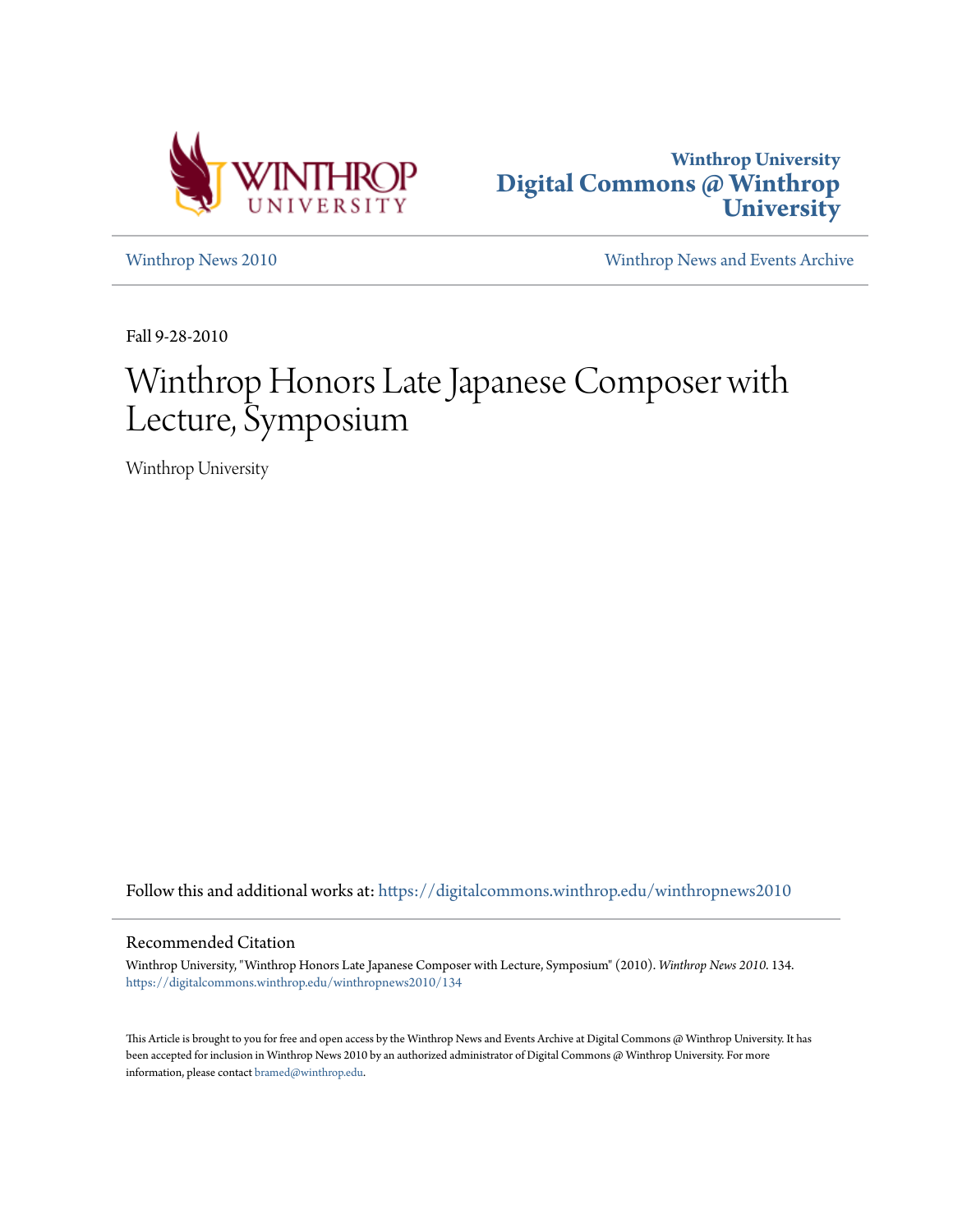Winthrop University
Digital Commons @ Winthrop University

Winthrop News 2010

Winthrop News and Events Archive

Fall 9-28-2010

# Winthrop Honors Late Japanese Composer with Lecture, Symposium

Winthrop University

Follow this and additional works at: https://digitalcommons.winthrop.edu/winthropnews2010

## Recommended Citation

Winthrop University, "Winthrop Honors Late Japanese Composer with Lecture, Symposium" (2010). *Winthrop News 2010*. 134.
https://digitalcommons.winthrop.edu/winthropnews2010/134

This Article is brought to you for free and open access by the Winthrop News and Events Archive at Digital Commons @ Winthrop University. It has been accepted for inclusion in Winthrop News 2010 by an authorized administrator of Digital Commons @ Winthrop University. For more information, please contact bramed@winthrop.edu.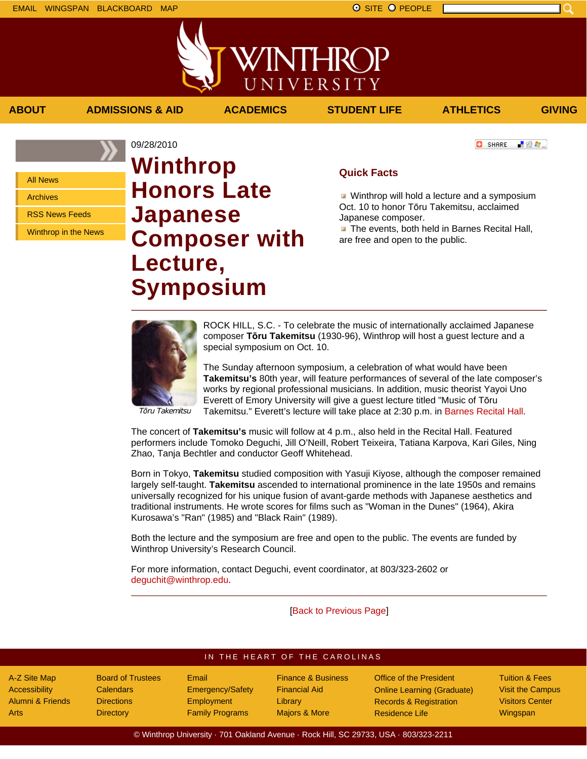EMAIL WINGSPAN BLACKBOARD MAP

SITE PEOPLE

WINTHROP UNIVERSITY

ABOUT | ADMISSIONS & AID | ACADEMICS | STUDENT LIFE | ATHLETICS | GIVING

- All News
- Archives
- RSS News Feeds
- Winthrop in the News

09/28/2010

SHARE

# Winthrop Honors Late Japanese Composer with Lecture, Symposium

## Quick Facts

- Winthrop will hold a lecture and a symposium Oct. 10 to honor Tōru Takemitsu, acclaimed Japanese composer.
- The events, both held in Barnes Recital Hall, are free and open to the public.

---

*Tōru Takemitsu*

ROCK HILL, S.C. - To celebrate the music of internationally acclaimed Japanese composer **Tōru Takemitsu** (1930-96), Winthrop will host a guest lecture and a special symposium on Oct. 10.

The Sunday afternoon symposium, a celebration of what would have been **Takemitsu's** 80th year, will feature performances of several of the late composer's works by regional professional musicians. In addition, music theorist Yayoi Uno Everett of Emory University will give a guest lecture titled "Music of Tōru Takemitsu." Everett's lecture will take place at 2:30 p.m. in Barnes Recital Hall.

The concert of **Takemitsu's** music will follow at 4 p.m., also held in the Recital Hall. Featured performers include Tomoko Deguchi, Jill O'Neill, Robert Teixeira, Tatiana Karpova, Kari Giles, Ning Zhao, Tanja Bechtler and conductor Geoff Whitehead.

Born in Tokyo, **Takemitsu** studied composition with Yasuji Kiyose, although the composer remained largely self-taught. **Takemitsu** ascended to international prominence in the late 1950s and remains universally recognized for his unique fusion of avant-garde methods with Japanese aesthetics and traditional instruments. He wrote scores for films such as "Woman in the Dunes" (1964), Akira Kurosawa's "Ran" (1985) and "Black Rain" (1989).

Both the lecture and the symposium are free and open to the public. The events are funded by Winthrop University's Research Council.

For more information, contact Deguchi, event coordinator, at 803/323-2602 or deguchit@winthrop.edu.

---

[Back to Previous Page]

IN THE HEART OF THE CAROLINAS

A-Z Site Map, Accessibility, Alumni & Friends, Arts, Board of Trustees, Calendars, Directions, Directory, Email, Emergency/Safety, Employment, Family Programs, Finance & Business, Financial Aid, Library, Majors & More, Office of the President, Online Learning (Graduate), Records & Registration, Residence Life, Tuition & Fees, Visit the Campus, Visitors Center, Wingspan

© Winthrop University · 701 Oakland Avenue · Rock Hill, SC 29733, USA · 803/323-2211